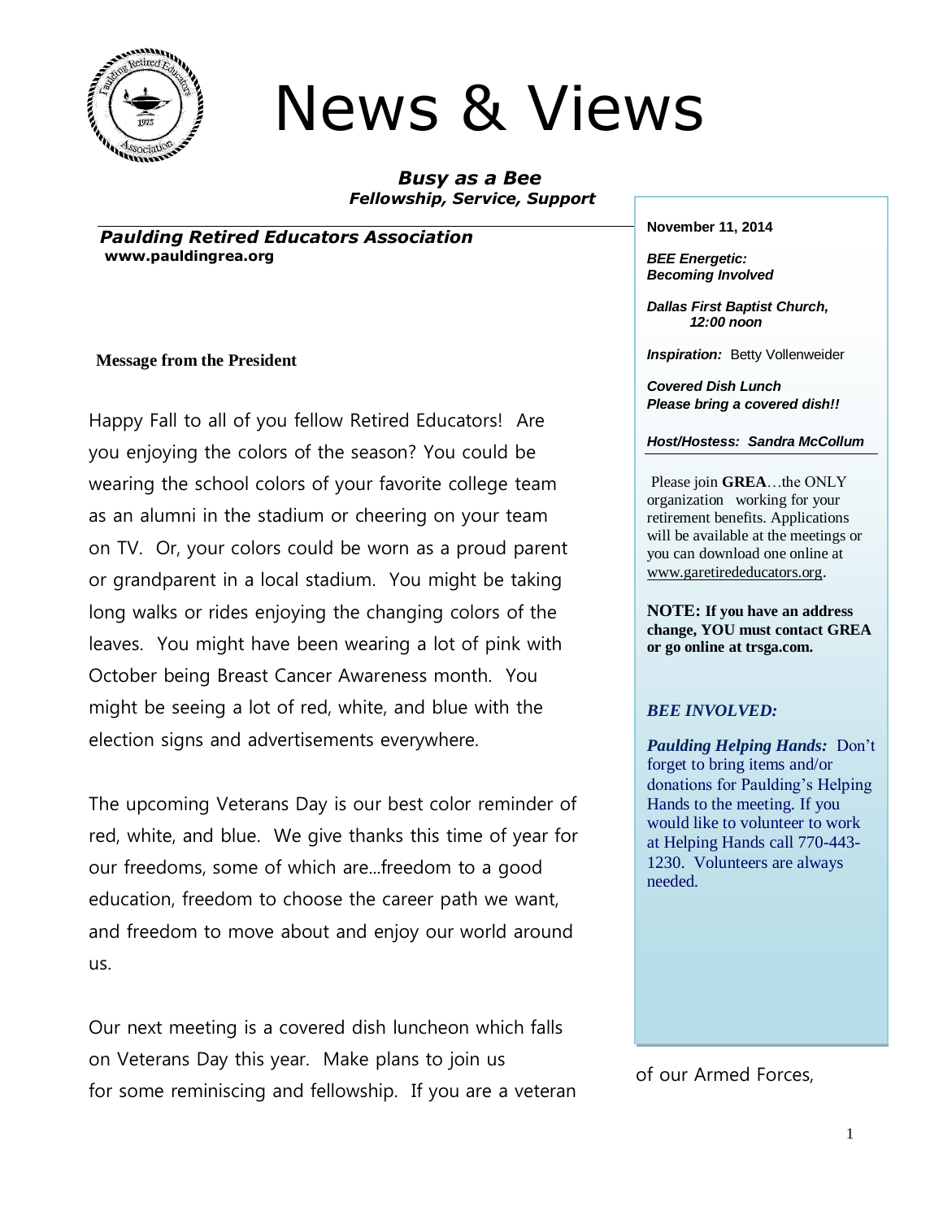# News & Views

***Busy as a Bee***
***Fellowship, Service, Support***

***Paulding Retired Educators Association***
**www.pauldingrea.org**

**Message from the President**

Happy Fall to all of you fellow Retired Educators! Are you enjoying the colors of the season? You could be wearing the school colors of your favorite college team as an alumni in the stadium or cheering on your team on TV. Or, your colors could be worn as a proud parent or grandparent in a local stadium. You might be taking long walks or rides enjoying the changing colors of the leaves. You might have been wearing a lot of pink with October being Breast Cancer Awareness month. You might be seeing a lot of red, white, and blue with the election signs and advertisements everywhere.

The upcoming Veterans Day is our best color reminder of red, white, and blue. We give thanks this time of year for our freedoms, some of which are...freedom to a good education, freedom to choose the career path we want, and freedom to move about and enjoy our world around us.

Our next meeting is a covered dish luncheon which falls on Veterans Day this year. Make plans to join us for some reminiscing and fellowship. If you are a veteran of our Armed Forces,

---

**November 11, 2014**

***BEE Energetic: Becoming Involved***

***Dallas First Baptist Church, 12:00 noon***

***Inspiration:*** Betty Vollenweider

***Covered Dish Lunch***
***Please bring a covered dish!!***

***Host/Hostess: Sandra McCollum***

Please join **GREA**…the ONLY organization working for your retirement benefits. Applications will be available at the meetings or you can download one online at www.garetirededucators.org.

**NOTE: If you have an address change, YOU must contact GREA or go online at trsga.com.**

***BEE INVOLVED:***

***Paulding Helping Hands:*** Don't forget to bring items and/or donations for Paulding's Helping Hands to the meeting. If you would like to volunteer to work at Helping Hands call 770-443-1230. Volunteers are always needed.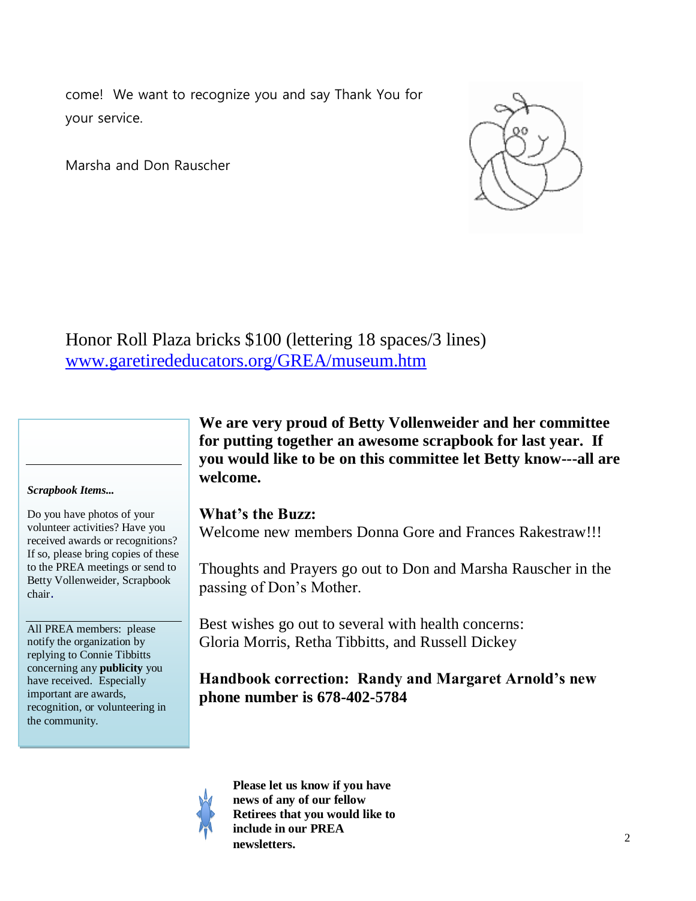come! We want to recognize you and say Thank You for your service.

Marsha and Don Rauscher

Honor Roll Plaza bricks $100 (lettering 18 spaces/3 lines)
[www.garetirededucators.org/GREA/museum.htm](http://www.garetirededucators.org/GREA/museum.htm)

***Scrapbook Items...***

Do you have photos of your volunteer activities? Have you received awards or recognitions? If so, please bring copies of these to the PREA meetings or send to Betty Vollenweider, Scrapbook chair.

All PREA members: please notify the organization by replying to Connie Tibbitts concerning any **publicity** you have received. Especially important are awards, recognition, or volunteering in the community.

**We are very proud of Betty Vollenweider and her committee for putting together an awesome scrapbook for last year. If you would like to be on this committee let Betty know---all are welcome.**

**What's the Buzz:**

Welcome new members Donna Gore and Frances Rakestraw!!!

Thoughts and Prayers go out to Don and Marsha Rauscher in the passing of Don's Mother.

Best wishes go out to several with health concerns:
Gloria Morris, Retha Tibbitts, and Russell Dickey

**Handbook correction: Randy and Margaret Arnold's new phone number is 678-402-5784**

**Please let us know if you have news of any of our fellow Retirees that you would like to include in our PREA newsletters.**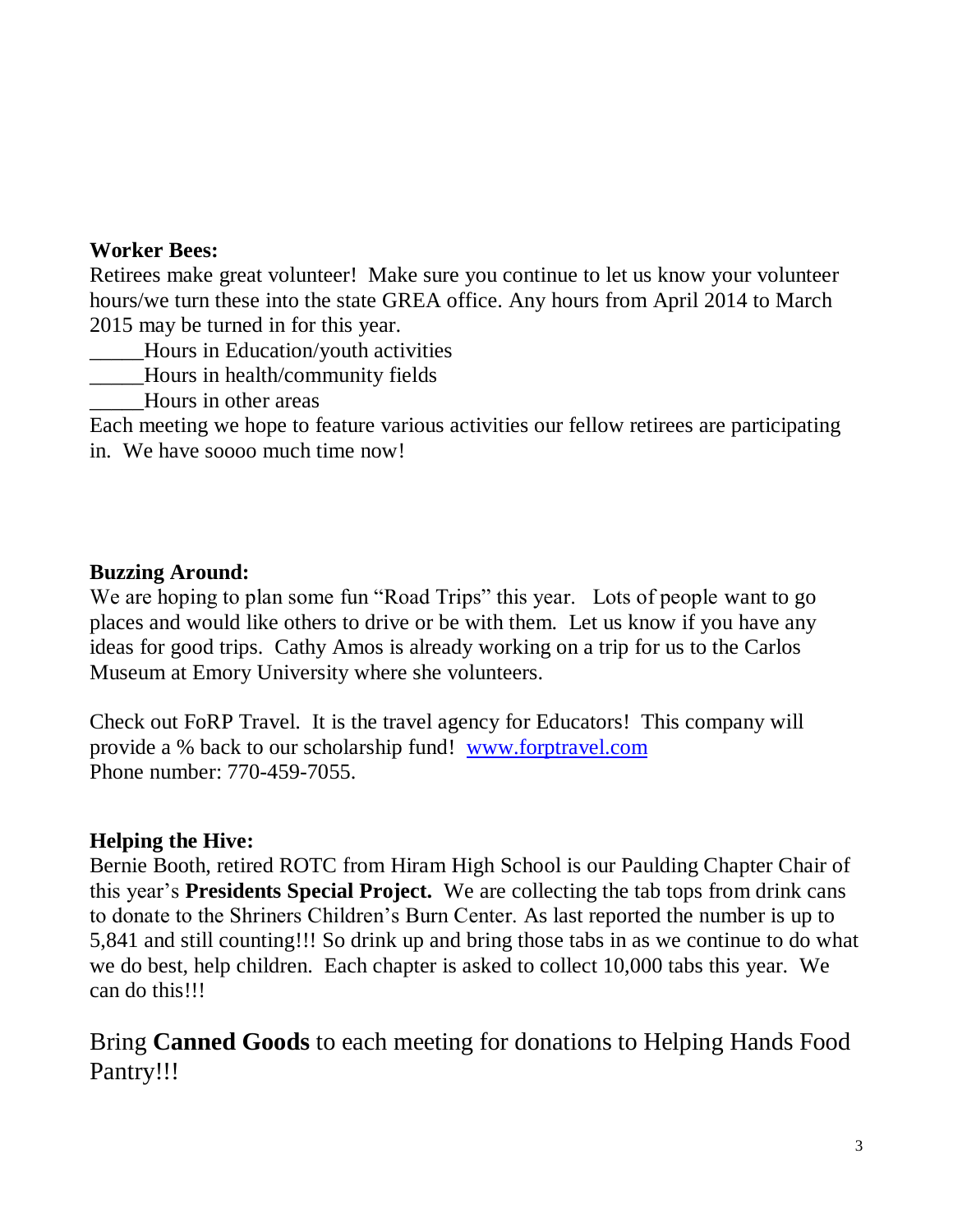**Worker Bees:**

Retirees make great volunteer! Make sure you continue to let us know your volunteer hours/we turn these into the state GREA office. Any hours from April 2014 to March 2015 may be turned in for this year.

_____Hours in Education/youth activities

_____Hours in health/community fields

_____Hours in other areas

Each meeting we hope to feature various activities our fellow retirees are participating in. We have soooo much time now!

**Buzzing Around:**

We are hoping to plan some fun "Road Trips" this year. Lots of people want to go places and would like others to drive or be with them. Let us know if you have any ideas for good trips. Cathy Amos is already working on a trip for us to the Carlos Museum at Emory University where she volunteers.

Check out FoRP Travel. It is the travel agency for Educators! This company will provide a % back to our scholarship fund! [www.forptravel.com](http://www.forptravel.com)
Phone number: 770-459-7055.

**Helping the Hive:**

Bernie Booth, retired ROTC from Hiram High School is our Paulding Chapter Chair of this year's **Presidents Special Project.** We are collecting the tab tops from drink cans to donate to the Shriners Children's Burn Center. As last reported the number is up to 5,841 and still counting!!! So drink up and bring those tabs in as we continue to do what we do best, help children. Each chapter is asked to collect 10,000 tabs this year. We can do this!!!

Bring **Canned Goods** to each meeting for donations to Helping Hands Food Pantry!!!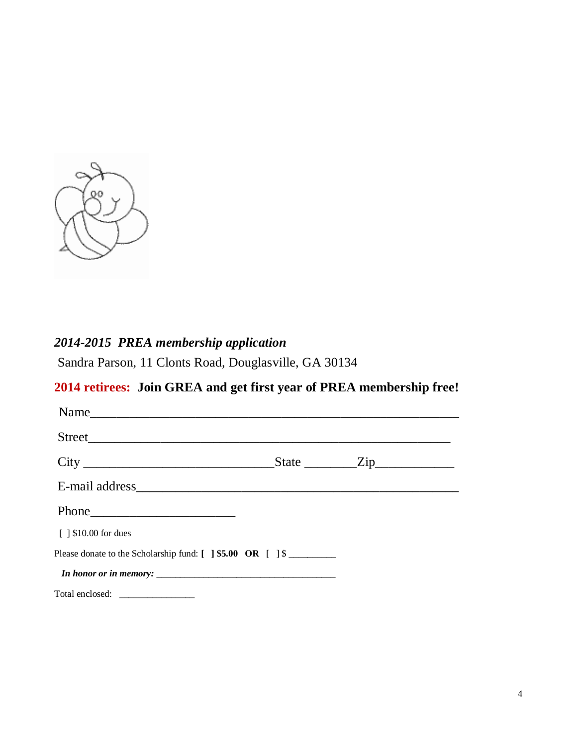*2014-2015 PREA membership application*

Sandra Parson, 11 Clonts Road, Douglasville, GA 30134

**2014 retirees: Join GREA and get first year of PREA membership free!**

Name_______________________________________________________

Street_____________________________________________________

City ______________________________State ________Zip___________

E-mail address______________________________________________

Phone______________________

[ ] $10.00 for dues

Please donate to the Scholarship fund: **[ ] $5.00 OR** [ ] $ _________

***In honor or in memory:*** ____________________________________

Total enclosed: _______________